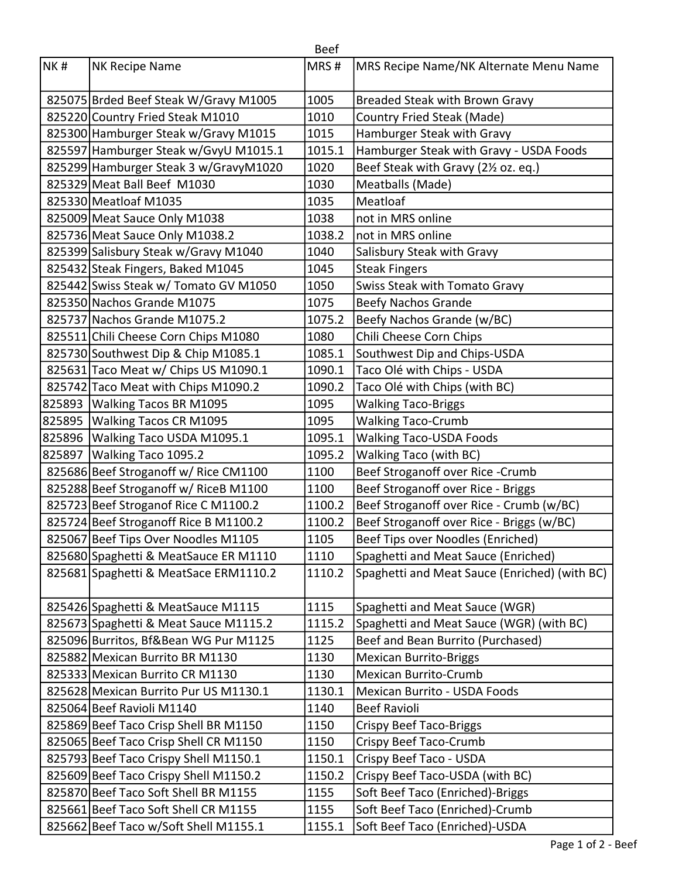# Beef

| NK # | NK Recipe Name | MRS # | MRS Recipe Name/NK Alternate Menu Name |
|---|---|---|---|
| 825075 | Brded Beef Steak W/Gravy M1005 | 1005 | Breaded Steak with Brown Gravy |
| 825220 | Country Fried Steak M1010 | 1010 | Country Fried Steak (Made) |
| 825300 | Hamburger Steak w/Gravy M1015 | 1015 | Hamburger Steak with Gravy |
| 825597 | Hamburger Steak w/GvyU M1015.1 | 1015.1 | Hamburger Steak with Gravy - USDA Foods |
| 825299 | Hamburger Steak 3 w/GravyM1020 | 1020 | Beef Steak with Gravy (2½ oz. eq.) |
| 825329 | Meat Ball Beef M1030 | 1030 | Meatballs (Made) |
| 825330 | Meatloaf M1035 | 1035 | Meatloaf |
| 825009 | Meat Sauce Only M1038 | 1038 | not in MRS online |
| 825736 | Meat Sauce Only M1038.2 | 1038.2 | not in MRS online |
| 825399 | Salisbury Steak w/Gravy M1040 | 1040 | Salisbury Steak with Gravy |
| 825432 | Steak Fingers, Baked M1045 | 1045 | Steak Fingers |
| 825442 | Swiss Steak w/ Tomato GV M1050 | 1050 | Swiss Steak with Tomato Gravy |
| 825350 | Nachos Grande M1075 | 1075 | Beefy Nachos Grande |
| 825737 | Nachos Grande M1075.2 | 1075.2 | Beefy Nachos Grande (w/BC) |
| 825511 | Chili Cheese Corn Chips M1080 | 1080 | Chili Cheese Corn Chips |
| 825730 | Southwest Dip & Chip M1085.1 | 1085.1 | Southwest Dip and Chips-USDA |
| 825631 | Taco Meat w/ Chips US M1090.1 | 1090.1 | Taco Olé with Chips - USDA |
| 825742 | Taco Meat with Chips M1090.2 | 1090.2 | Taco Olé with Chips (with BC) |
| 825893 | Walking Tacos BR M1095 | 1095 | Walking Taco-Briggs |
| 825895 | Walking Tacos CR M1095 | 1095 | Walking Taco-Crumb |
| 825896 | Walking Taco USDA M1095.1 | 1095.1 | Walking Taco-USDA Foods |
| 825897 | Walking Taco 1095.2 | 1095.2 | Walking Taco (with BC) |
| 825686 | Beef Stroganoff w/ Rice CM1100 | 1100 | Beef Stroganoff over Rice -Crumb |
| 825288 | Beef Stroganoff w/ RiceB M1100 | 1100 | Beef Stroganoff over Rice - Briggs |
| 825723 | Beef Stroganof Rice C M1100.2 | 1100.2 | Beef Stroganoff over Rice - Crumb (w/BC) |
| 825724 | Beef Stroganoff Rice B M1100.2 | 1100.2 | Beef Stroganoff over Rice - Briggs (w/BC) |
| 825067 | Beef Tips Over Noodles M1105 | 1105 | Beef Tips over Noodles (Enriched) |
| 825680 | Spaghetti & MeatSauce ER M1110 | 1110 | Spaghetti and Meat Sauce (Enriched) |
| 825681 | Spaghetti & MeatSace ERM1110.2 | 1110.2 | Spaghetti and Meat Sauce (Enriched) (with BC) |
| 825426 | Spaghetti & MeatSauce M1115 | 1115 | Spaghetti and Meat Sauce (WGR) |
| 825673 | Spaghetti & Meat Sauce M1115.2 | 1115.2 | Spaghetti and Meat Sauce (WGR) (with BC) |
| 825096 | Burritos, Bf&Bean WG Pur M1125 | 1125 | Beef and Bean Burrito (Purchased) |
| 825882 | Mexican Burrito BR M1130 | 1130 | Mexican Burrito-Briggs |
| 825333 | Mexican Burrito CR M1130 | 1130 | Mexican Burrito-Crumb |
| 825628 | Mexican Burrito Pur US M1130.1 | 1130.1 | Mexican Burrito - USDA Foods |
| 825064 | Beef Ravioli M1140 | 1140 | Beef Ravioli |
| 825869 | Beef Taco Crisp Shell BR M1150 | 1150 | Crispy Beef Taco-Briggs |
| 825065 | Beef Taco Crisp Shell CR M1150 | 1150 | Crispy Beef Taco-Crumb |
| 825793 | Beef Taco Crispy Shell M1150.1 | 1150.1 | Crispy Beef Taco - USDA |
| 825609 | Beef Taco Crispy Shell M1150.2 | 1150.2 | Crispy Beef Taco-USDA (with BC) |
| 825870 | Beef Taco Soft Shell BR M1155 | 1155 | Soft Beef Taco (Enriched)-Briggs |
| 825661 | Beef Taco Soft Shell CR M1155 | 1155 | Soft Beef Taco (Enriched)-Crumb |
| 825662 | Beef Taco w/Soft Shell M1155.1 | 1155.1 | Soft Beef Taco (Enriched)-USDA |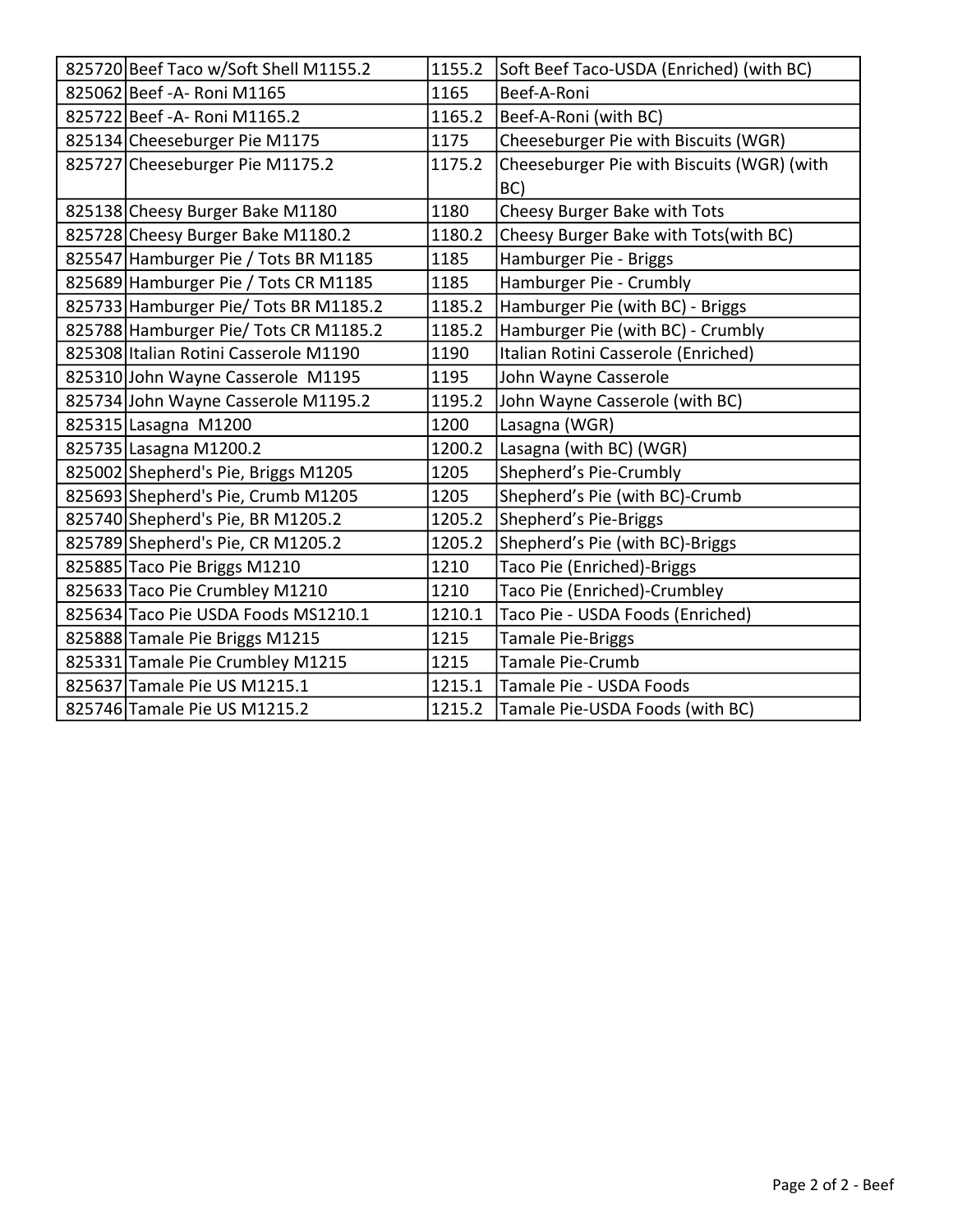| | | | |
|---|---|---|---|
| 825720 | Beef Taco w/Soft Shell M1155.2 | 1155.2 | Soft Beef Taco-USDA (Enriched) (with BC) |
| 825062 | Beef -A- Roni M1165 | 1165 | Beef-A-Roni |
| 825722 | Beef -A- Roni M1165.2 | 1165.2 | Beef-A-Roni (with BC) |
| 825134 | Cheeseburger Pie M1175 | 1175 | Cheeseburger Pie with Biscuits (WGR) |
| 825727 | Cheeseburger Pie M1175.2 | 1175.2 | Cheeseburger Pie with Biscuits (WGR) (with BC) |
| 825138 | Cheesy Burger Bake M1180 | 1180 | Cheesy Burger Bake with Tots |
| 825728 | Cheesy Burger Bake M1180.2 | 1180.2 | Cheesy Burger Bake with Tots(with BC) |
| 825547 | Hamburger Pie / Tots BR M1185 | 1185 | Hamburger Pie - Briggs |
| 825689 | Hamburger Pie / Tots CR M1185 | 1185 | Hamburger Pie - Crumbly |
| 825733 | Hamburger Pie/ Tots BR M1185.2 | 1185.2 | Hamburger Pie (with BC) - Briggs |
| 825788 | Hamburger Pie/ Tots CR M1185.2 | 1185.2 | Hamburger Pie (with BC) - Crumbly |
| 825308 | Italian Rotini Casserole M1190 | 1190 | Italian Rotini Casserole (Enriched) |
| 825310 | John Wayne Casserole M1195 | 1195 | John Wayne Casserole |
| 825734 | John Wayne Casserole M1195.2 | 1195.2 | John Wayne Casserole (with BC) |
| 825315 | Lasagna M1200 | 1200 | Lasagna (WGR) |
| 825735 | Lasagna M1200.2 | 1200.2 | Lasagna (with BC) (WGR) |
| 825002 | Shepherd's Pie, Briggs M1205 | 1205 | Shepherd's Pie-Crumbly |
| 825693 | Shepherd's Pie, Crumb M1205 | 1205 | Shepherd's Pie (with BC)-Crumb |
| 825740 | Shepherd's Pie, BR M1205.2 | 1205.2 | Shepherd's Pie-Briggs |
| 825789 | Shepherd's Pie, CR M1205.2 | 1205.2 | Shepherd's Pie (with BC)-Briggs |
| 825885 | Taco Pie Briggs M1210 | 1210 | Taco Pie (Enriched)-Briggs |
| 825633 | Taco Pie Crumbley M1210 | 1210 | Taco Pie (Enriched)-Crumbley |
| 825634 | Taco Pie USDA Foods MS1210.1 | 1210.1 | Taco Pie - USDA Foods (Enriched) |
| 825888 | Tamale Pie Briggs M1215 | 1215 | Tamale Pie-Briggs |
| 825331 | Tamale Pie Crumbley M1215 | 1215 | Tamale Pie-Crumb |
| 825637 | Tamale Pie US M1215.1 | 1215.1 | Tamale Pie - USDA Foods |
| 825746 | Tamale Pie US M1215.2 | 1215.2 | Tamale Pie-USDA Foods (with BC) |